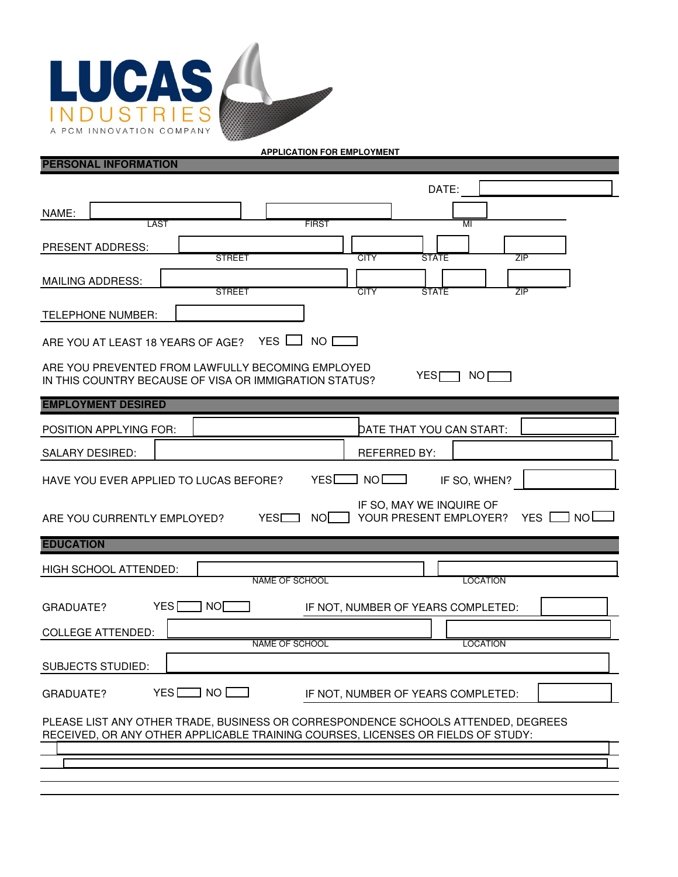**LUCAS INDUSTRIES**
A PCM INNOVATION COMPANY

**APPLICATION FOR EMPLOYMENT**

## PERSONAL INFORMATION

DATE: ____________

NAME: ____________ ____________ ____________
LAST FIRST MI

PRESENT ADDRESS: ____________ ____________ ____________ ____________
STREET CITY STATE ZIP

MAILING ADDRESS: ____________ ____________ ____________ ____________
STREET CITY STATE ZIP

TELEPHONE NUMBER: ____________

ARE YOU AT LEAST 18 YEARS OF AGE? YES ☐ NO ☐

ARE YOU PREVENTED FROM LAWFULLY BECOMING EMPLOYED IN THIS COUNTRY BECAUSE OF VISA OR IMMIGRATION STATUS? YES ☐ NO ☐

## EMPLOYMENT DESIRED

POSITION APPLYING FOR: ____________ DATE THAT YOU CAN START: ____________

SALARY DESIRED: ____________ REFERRED BY: ____________

HAVE YOU EVER APPLIED TO LUCAS BEFORE? YES ☐ NO ☐ IF SO, WHEN? ____________

ARE YOU CURRENTLY EMPLOYED? YES ☐ NO ☐ IF SO, MAY WE INQUIRE OF YOUR PRESENT EMPLOYER? YES ☐ NO ☐

## EDUCATION

HIGH SCHOOL ATTENDED: ____________ ____________
NAME OF SCHOOL LOCATION

GRADUATE? YES ☐ NO ☐ IF NOT, NUMBER OF YEARS COMPLETED: ____________

COLLEGE ATTENDED: ____________ ____________
NAME OF SCHOOL LOCATION

SUBJECTS STUDIED: ____________

GRADUATE? YES ☐ NO ☐ IF NOT, NUMBER OF YEARS COMPLETED: ____________

PLEASE LIST ANY OTHER TRADE, BUSINESS OR CORRESPONDENCE SCHOOLS ATTENDED, DEGREES RECEIVED, OR ANY OTHER APPLICABLE TRAINING COURSES, LICENSES OR FIELDS OF STUDY:

____________

____________

____________

____________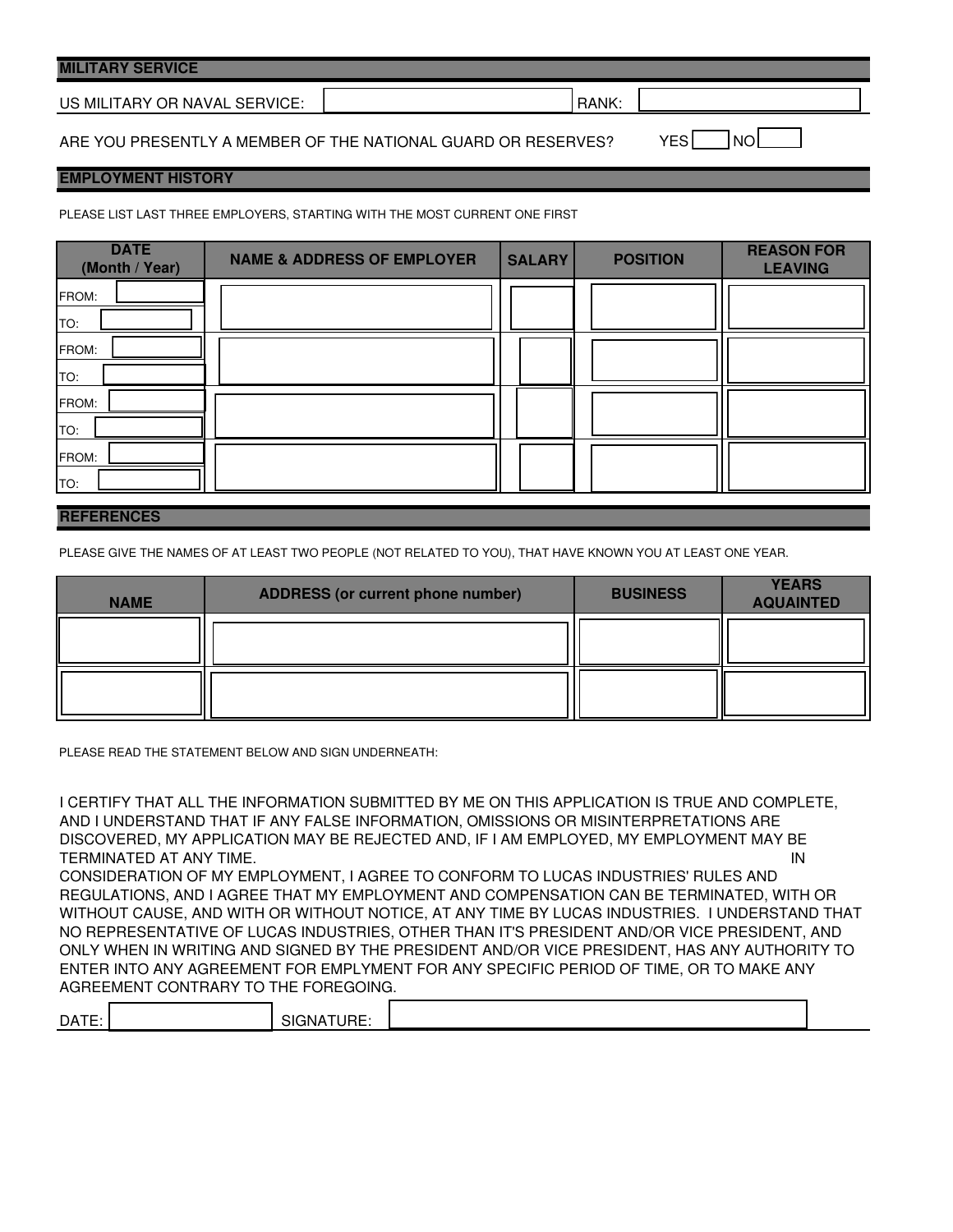## MILITARY SERVICE

US MILITARY OR NAVAL SERVICE: ____________ RANK: ____________

ARE YOU PRESENTLY A MEMBER OF THE NATIONAL GUARD OR RESERVES? YES ____ NO ____

## EMPLOYMENT HISTORY

PLEASE LIST LAST THREE EMPLOYERS, STARTING WITH THE MOST CURRENT ONE FIRST

| DATE (Month / Year) | NAME & ADDRESS OF EMPLOYER | SALARY | POSITION | REASON FOR LEAVING |
|---|---|---|---|---|
| FROM: <br> TO: | | | | |
| FROM: <br> TO: | | | | |
| FROM: <br> TO: | | | | |
| FROM: <br> TO: | | | | |

## REFERENCES

PLEASE GIVE THE NAMES OF AT LEAST TWO PEOPLE (NOT RELATED TO YOU), THAT HAVE KNOWN YOU AT LEAST ONE YEAR.

| NAME | ADDRESS (or current phone number) | BUSINESS | YEARS AQUAINTED |
|---|---|---|---|
| | | | |
| | | | |

PLEASE READ THE STATEMENT BELOW AND SIGN UNDERNEATH:

I CERTIFY THAT ALL THE INFORMATION SUBMITTED BY ME ON THIS APPLICATION IS TRUE AND COMPLETE, AND I UNDERSTAND THAT IF ANY FALSE INFORMATION, OMISSIONS OR MISINTERPRETATIONS ARE DISCOVERED, MY APPLICATION MAY BE REJECTED AND, IF I AM EMPLOYED, MY EMPLOYMENT MAY BE TERMINATED AT ANY TIME. IN CONSIDERATION OF MY EMPLOYMENT, I AGREE TO CONFORM TO LUCAS INDUSTRIES' RULES AND REGULATIONS, AND I AGREE THAT MY EMPLOYMENT AND COMPENSATION CAN BE TERMINATED, WITH OR WITHOUT CAUSE, AND WITH OR WITHOUT NOTICE, AT ANY TIME BY LUCAS INDUSTRIES. I UNDERSTAND THAT NO REPRESENTATIVE OF LUCAS INDUSTRIES, OTHER THAN IT'S PRESIDENT AND/OR VICE PRESIDENT, AND ONLY WHEN IN WRITING AND SIGNED BY THE PRESIDENT AND/OR VICE PRESIDENT, HAS ANY AUTHORITY TO ENTER INTO ANY AGREEMENT FOR EMPLYMENT FOR ANY SPECIFIC PERIOD OF TIME, OR TO MAKE ANY AGREEMENT CONTRARY TO THE FOREGOING.

DATE: ____________ SIGNATURE: ________________________